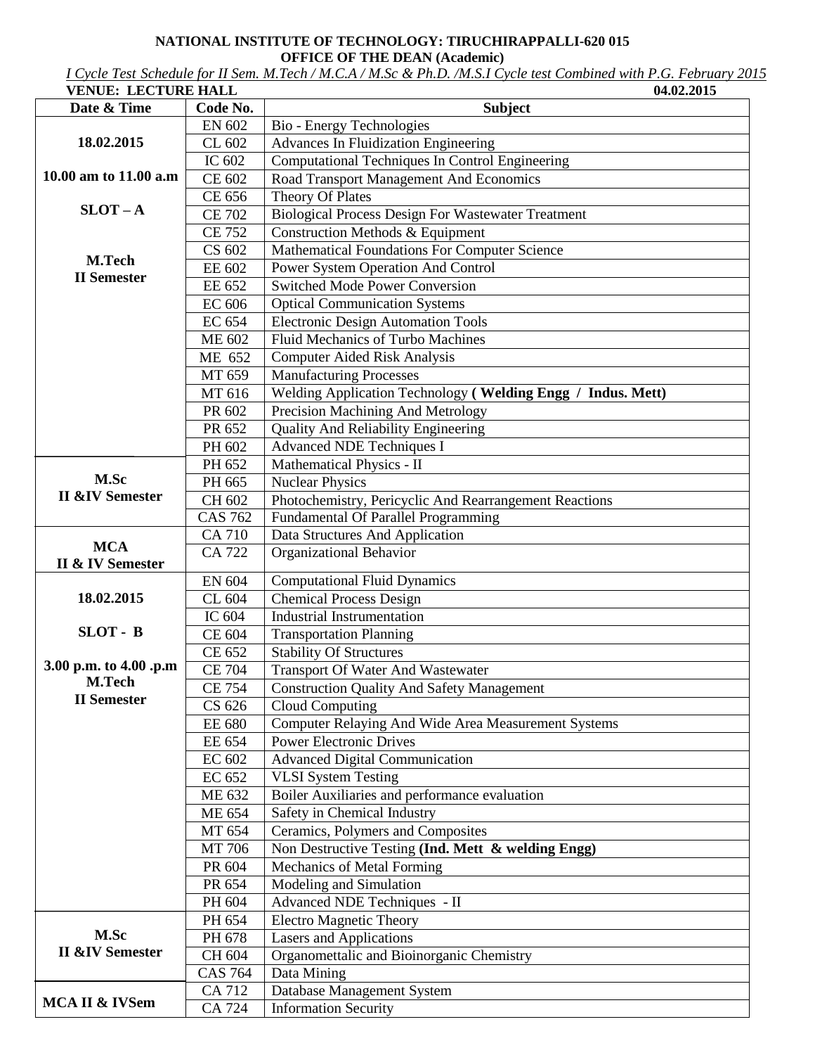**NATIONAL INSTITUTE OF TECHNOLOGY: TIRUCHIRAPPALLI-620 015**
**OFFICE OF THE DEAN (Academic)**

*I Cycle Test Schedule for II Sem. M.Tech / M.C.A / M.Sc & Ph.D. /M.S.I Cycle test Combined with P.G. February 2015*

**VENUE: LECTURE HALL** **04.02.2015**

| Date & Time | Code No. | Subject |
|---|---|---|
| 18.02.2015<br>10.00 am to 11.00 a.m<br>SLOT – A<br>M.Tech<br>II Semester | EN 602 | Bio - Energy Technologies |
| | CL 602 | Advances In Fluidization Engineering |
| | IC 602 | Computational Techniques In Control Engineering |
| | CE 602 | Road Transport Management And Economics |
| | CE 656 | Theory Of Plates |
| | CE 702 | Biological Process Design For Wastewater Treatment |
| | CE 752 | Construction Methods & Equipment |
| | CS 602 | Mathematical Foundations For Computer Science |
| | EE 602 | Power System Operation And Control |
| | EE 652 | Switched Mode Power Conversion |
| | EC 606 | Optical Communication Systems |
| | EC 654 | Electronic Design Automation Tools |
| | ME 602 | Fluid Mechanics of Turbo Machines |
| | ME 652 | Computer Aided Risk Analysis |
| | MT 659 | Manufacturing Processes |
| | MT 616 | Welding Application Technology **( Welding Engg / Indus. Mett)** |
| | PR 602 | Precision Machining And Metrology |
| | PR 652 | Quality And Reliability Engineering |
| | PH 602 | Advanced NDE Techniques I |
| M.Sc<br>II &IV Semester | PH 652 | Mathematical Physics - II |
| | PH 665 | Nuclear Physics |
| | CH 602 | Photochemistry, Pericyclic And Rearrangement Reactions |
| | CAS 762 | Fundamental Of Parallel Programming |
| MCA<br>II & IV Semester | CA 710 | Data Structures And Application |
| | CA 722 | Organizational Behavior |
| 18.02.2015<br>SLOT - B<br>3.00 p.m. to 4.00 .p.m<br>M.Tech<br>II Semester | EN 604 | Computational Fluid Dynamics |
| | CL 604 | Chemical Process Design |
| | IC 604 | Industrial Instrumentation |
| | CE 604 | Transportation Planning |
| | CE 652 | Stability Of Structures |
| | CE 704 | Transport Of Water And Wastewater |
| | CE 754 | Construction Quality And Safety Management |
| | CS 626 | Cloud Computing |
| | EE 680 | Computer Relaying And Wide Area Measurement Systems |
| | EE 654 | Power Electronic Drives |
| | EC 602 | Advanced Digital Communication |
| | EC 652 | VLSI System Testing |
| | ME 632 | Boiler Auxiliaries and performance evaluation |
| | ME 654 | Safety in Chemical Industry |
| | MT 654 | Ceramics, Polymers and Composites |
| | MT 706 | Non Destructive Testing **(Ind. Mett & welding Engg)** |
| | PR 604 | Mechanics of Metal Forming |
| | PR 654 | Modeling and Simulation |
| | PH 604 | Advanced NDE Techniques - II |
| M.Sc<br>II &IV Semester | PH 654 | Electro Magnetic Theory |
| | PH 678 | Lasers and Applications |
| | CH 604 | Organomettalic and Bioinorganic Chemistry |
| | CAS 764 | Data Mining |
| MCA II & IVSem | CA 712 | Database Management System |
| | CA 724 | Information Security |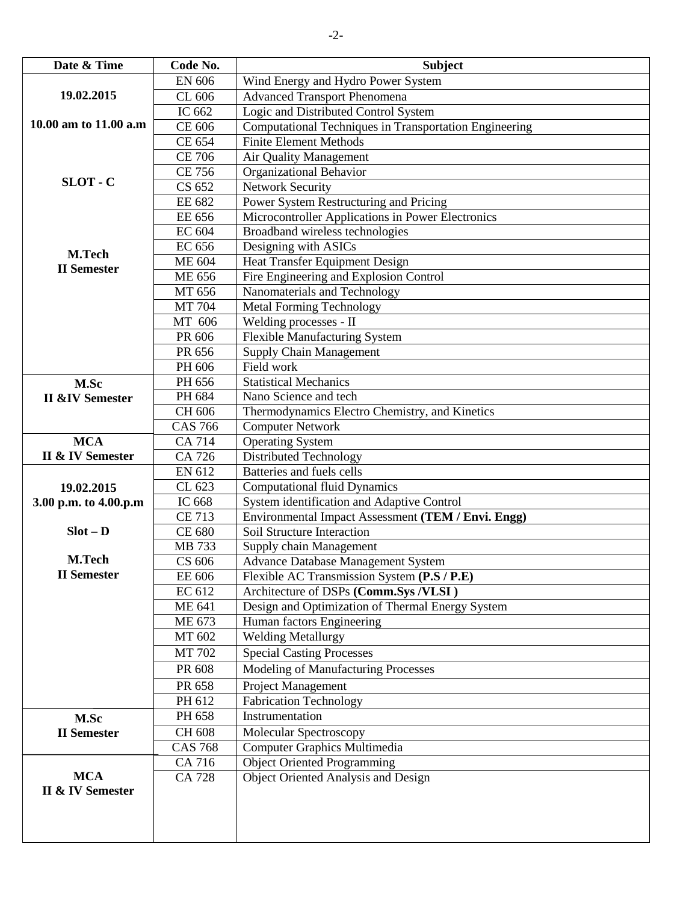| Date & Time | Code No. | Subject |
|---|---|---|
| 19.02.2015<br>10.00 am to 11.00 a.m<br>SLOT - C<br>M.Tech<br>II Semester | EN 606 | Wind Energy and Hydro Power System |
| | CL 606 | Advanced Transport Phenomena |
| | IC 662 | Logic and Distributed Control System |
| | CE 606 | Computational Techniques in Transportation Engineering |
| | CE 654 | Finite Element Methods |
| | CE 706 | Air Quality Management |
| | CE 756 | Organizational Behavior |
| | CS 652 | Network Security |
| | EE 682 | Power System Restructuring and Pricing |
| | EE 656 | Microcontroller Applications in Power Electronics |
| | EC 604 | Broadband wireless technologies |
| | EC 656 | Designing with ASICs |
| | ME 604 | Heat Transfer Equipment Design |
| | ME 656 | Fire Engineering and Explosion Control |
| | MT 656 | Nanomaterials and Technology |
| | MT 704 | Metal Forming Technology |
| | MT 606 | Welding processes - II |
| | PR 606 | Flexible Manufacturing System |
| | PR 656 | Supply Chain Management |
| | PH 606 | Field work |
| M.Sc<br>II &IV Semester | PH 656 | Statistical Mechanics |
| | PH 684 | Nano Science and tech |
| | CH 606 | Thermodynamics Electro Chemistry, and Kinetics |
| | CAS 766 | Computer Network |
| MCA<br>II & IV Semester | CA 714 | Operating System |
| | CA 726 | Distributed Technology |
| 19.02.2015<br>3.00 p.m. to 4.00.p.m<br>Slot – D<br>M.Tech<br>II Semester | EN 612 | Batteries and fuels cells |
| | CL 623 | Computational fluid Dynamics |
| | IC 668 | System identification and Adaptive Control |
| | CE 713 | Environmental Impact Assessment **(TEM / Envi. Engg)** |
| | CE 680 | Soil Structure Interaction |
| | MB 733 | Supply chain Management |
| | CS 606 | Advance Database Management System |
| | EE 606 | Flexible AC Transmission System **(P.S / P.E)** |
| | EC 612 | Architecture of DSPs **(Comm.Sys /VLSI )** |
| | ME 641 | Design and Optimization of Thermal Energy System |
| | ME 673 | Human factors Engineering |
| | MT 602 | Welding Metallurgy |
| | MT 702 | Special Casting Processes |
| | PR 608 | Modeling of Manufacturing Processes |
| | PR 658 | Project Management |
| | PH 612 | Fabrication Technology |
| M.Sc<br>II Semester | PH 658 | Instrumentation |
| | CH 608 | Molecular Spectroscopy |
| | CAS 768 | Computer Graphics Multimedia |
| MCA<br>II & IV Semester | CA 716 | Object Oriented Programming |
| | CA 728 | Object Oriented Analysis and Design |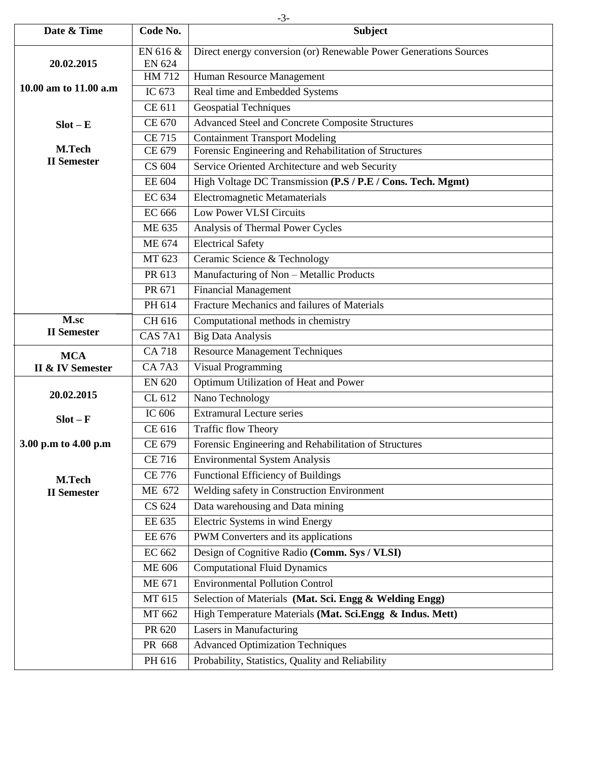| Date & Time | Code No. | Subject |
| --- | --- | --- |
| **20.02.2015**<br><br>**10.00 am to 11.00 a.m**<br><br>**Slot – E**<br><br>**M.Tech**<br>**II Semester** | EN 616 & EN 624 | Direct energy conversion (or) Renewable Power Generations Sources |
| | HM 712 | Human Resource Management |
| | IC 673 | Real time and Embedded Systems |
| | CE 611 | Geospatial Techniques |
| | CE 670 | Advanced Steel and Concrete Composite Structures |
| | CE 715 | Containment Transport Modeling |
| | CE 679 | Forensic Engineering and Rehabilitation of Structures |
| | CS 604 | Service Oriented Architecture and web Security |
| | EE 604 | High Voltage DC Transmission **(P.S / P.E / Cons. Tech. Mgmt)** |
| | EC 634 | Electromagnetic Metamaterials |
| | EC 666 | Low Power VLSI Circuits |
| | ME 635 | Analysis of Thermal Power Cycles |
| | ME 674 | Electrical Safety |
| | MT 623 | Ceramic Science & Technology |
| | PR 613 | Manufacturing of Non – Metallic Products |
| | PR 671 | Financial Management |
| | PH 614 | Fracture Mechanics and failures of Materials |
| **M.sc**<br>**II Semester** | CH 616 | Computational methods in chemistry |
| | CAS 7A1 | Big Data Analysis |
| **MCA**<br>**II & IV Semester** | CA 718 | Resource Management Techniques |
| | CA 7A3 | Visual Programming |
| **20.02.2015**<br><br>**Slot – F**<br><br>**3.00 p.m to 4.00 p.m**<br><br>**M.Tech**<br>**II Semester** | EN 620 | Optimum Utilization of Heat and Power |
| | CL 612 | Nano Technology |
| | IC 606 | Extramural Lecture series |
| | CE 616 | Traffic flow Theory |
| | CE 679 | Forensic Engineering and Rehabilitation of Structures |
| | CE 716 | Environmental System Analysis |
| | CE 776 | Functional Efficiency of Buildings |
| | ME 672 | Welding safety in Construction Environment |
| | CS 624 | Data warehousing and Data mining |
| | EE 635 | Electric Systems in wind Energy |
| | EE 676 | PWM Converters and its applications |
| | EC 662 | Design of Cognitive Radio **(Comm. Sys / VLSI)** |
| | ME 606 | Computational Fluid Dynamics |
| | ME 671 | Environmental Pollution Control |
| | MT 615 | Selection of Materials **(Mat. Sci. Engg & Welding Engg)** |
| | MT 662 | High Temperature Materials **(Mat. Sci.Engg & Indus. Mett)** |
| | PR 620 | Lasers in Manufacturing |
| | PR 668 | Advanced Optimization Techniques |
| | PH 616 | Probability, Statistics, Quality and Reliability |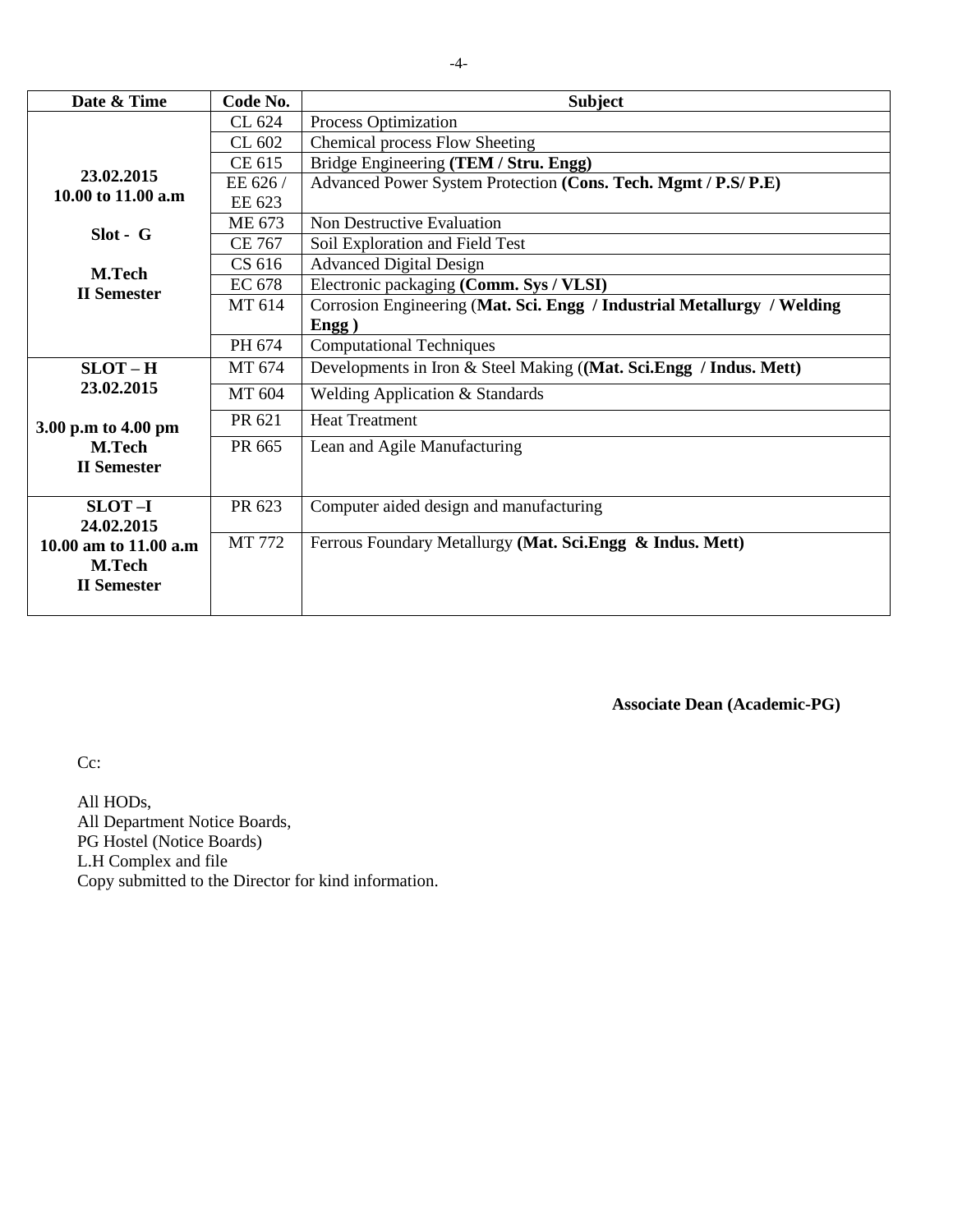| Date & Time | Code No. | Subject |
|---|---|---|
| **23.02.2015** **10.00 to 11.00 a.m** **Slot - G** **M.Tech** **II Semester** | CL 624 | Process Optimization |
| | CL 602 | Chemical process Flow Sheeting |
| | CE 615 | Bridge Engineering **(TEM / Stru. Engg)** |
| | EE 626 / EE 623 | Advanced Power System Protection **(Cons. Tech. Mgmt / P.S/ P.E)** |
| | ME 673 | Non Destructive Evaluation |
| | CE 767 | Soil Exploration and Field Test |
| | CS 616 | Advanced Digital Design |
| | EC 678 | Electronic packaging **(Comm. Sys / VLSI)** |
| | MT 614 | Corrosion Engineering (**Mat. Sci. Engg / Industrial Metallurgy / Welding Engg )** |
| | PH 674 | Computational Techniques |
| **SLOT – H** **23.02.2015** **3.00 p.m to 4.00 pm** **M.Tech** **II Semester** | MT 674 | Developments in Iron & Steel Making (**(Mat. Sci.Engg / Indus. Mett)** |
| | MT 604 | Welding Application & Standards |
| | PR 621 | Heat Treatment |
| | PR 665 | Lean and Agile Manufacturing |
| **SLOT –I** **24.02.2015** **10.00 am to 11.00 a.m** **M.Tech** **II Semester** | PR 623 | Computer aided design and manufacturing |
| | MT 772 | Ferrous Foundary Metallurgy **(Mat. Sci.Engg & Indus. Mett)** |

**Associate Dean (Academic-PG)**

Cc:

All HODs,
All Department Notice Boards,
PG Hostel (Notice Boards)
L.H Complex and file
Copy submitted to the Director for kind information.